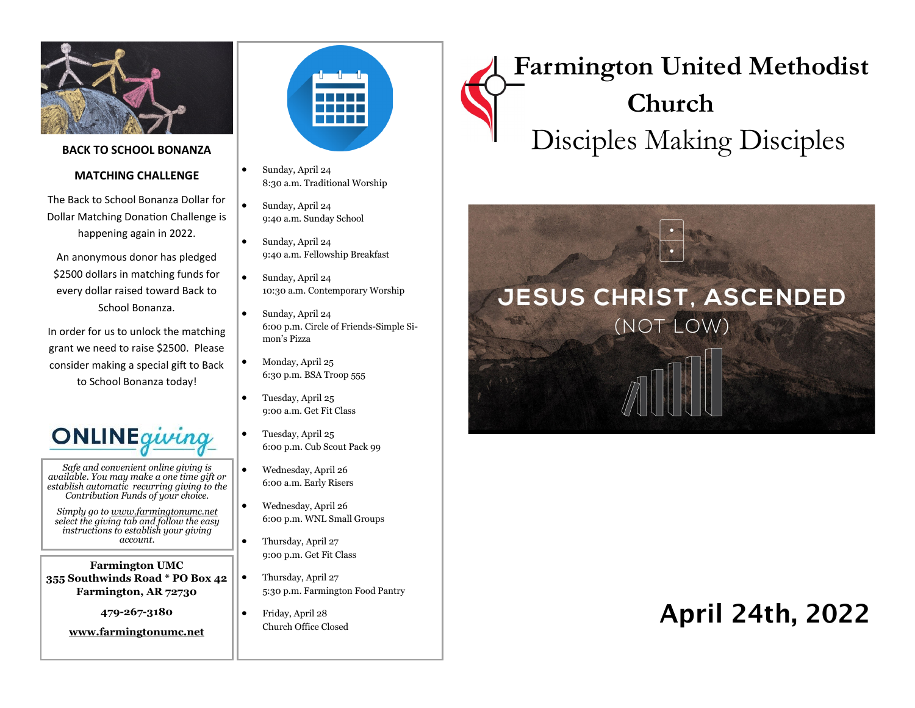**BACK TO SCHOOL BONANZA**

**MATCHING CHALLENGE**

The Back to School Bonanza Dollar for Dollar Matching Donation Challenge is happening again in 2022.

An anonymous donor has pledged $2500 dollars in matching funds for every dollar raised toward Back to School Bonanza.

In order for us to unlock the matching grant we need to raise $2500. Please consider making a special gift to Back to School Bonanza today!

**ONLINE** *giving*

*Safe and convenient online giving is available. You may make a one time gift or establish automatic recurring giving to the Contribution Funds of your choice.*

*Simply go to www.farmingtonumc.net select the giving tab and follow the easy instructions to establish your giving account.*

**Farmington UMC**
**355 Southwinds Road * PO Box 42**
**Farmington, AR 72730**

**479-267-3180**

**www.farmingtonumc.net**

- Sunday, April 24
  8:30 a.m. Traditional Worship
- Sunday, April 24
  9:40 a.m. Sunday School
- Sunday, April 24
  9:40 a.m. Fellowship Breakfast
- Sunday, April 24
  10:30 a.m. Contemporary Worship
- Sunday, April 24
  6:00 p.m. Circle of Friends-Simple Simon's Pizza
- Monday, April 25
  6:30 p.m. BSA Troop 555
- Tuesday, April 25
  9:00 a.m. Get Fit Class
- Tuesday, April 25
  6:00 p.m. Cub Scout Pack 99
- Wednesday, April 26
  6:00 a.m. Early Risers
- Wednesday, April 26
  6:00 p.m. WNL Small Groups
- Thursday, April 27
  9:00 p.m. Get Fit Class
- Thursday, April 27
  5:30 p.m. Farmington Food Pantry
- Friday, April 28
  Church Office Closed

# Farmington United Methodist Church

Disciples Making Disciples

JESUS CHRIST, ASCENDED
(NOT LOW)

## April 24th, 2022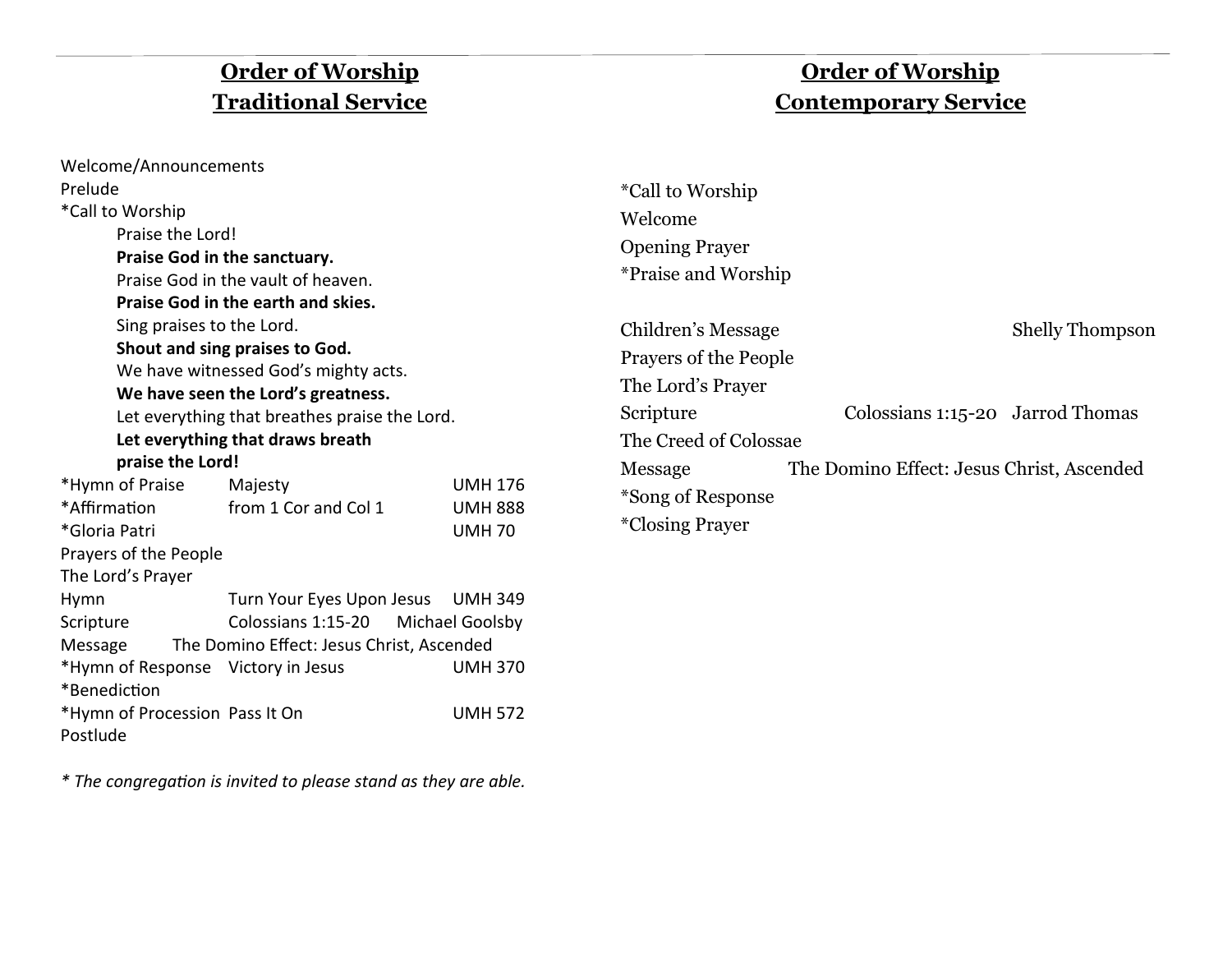## Order of Worship
## Traditional Service

Welcome/Announcements
Prelude
*Call to Worship

> Praise the Lord!
> **Praise God in the sanctuary.**
> Praise God in the vault of heaven.
> **Praise God in the earth and skies.**
> Sing praises to the Lord.
> **Shout and sing praises to God.**
> We have witnessed God's mighty acts.
> **We have seen the Lord's greatness.**
> Let everything that breathes praise the Lord.
> **Let everything that draws breath**
> **praise the Lord!**

*Hymn of Praise — Majesty — UMH 176
*Affirmation — from 1 Cor and Col 1 — UMH 888
*Gloria Patri — UMH 70
Prayers of the People
The Lord's Prayer
Hymn — Turn Your Eyes Upon Jesus — UMH 349
Scripture — Colossians 1:15-20 — Michael Goolsby
Message — The Domino Effect: Jesus Christ, Ascended
*Hymn of Response — Victory in Jesus — UMH 370
*Benediction
*Hymn of Procession — Pass It On — UMH 572
Postlude

*\* The congregation is invited to please stand as they are able.*

## Order of Worship
## Contemporary Service

*Call to Worship
Welcome
Opening Prayer
*Praise and Worship

Children's Message — Shelly Thompson
Prayers of the People
The Lord's Prayer
Scripture — Colossians 1:15-20 — Jarrod Thomas
The Creed of Colossae
Message — The Domino Effect: Jesus Christ, Ascended
*Song of Response
*Closing Prayer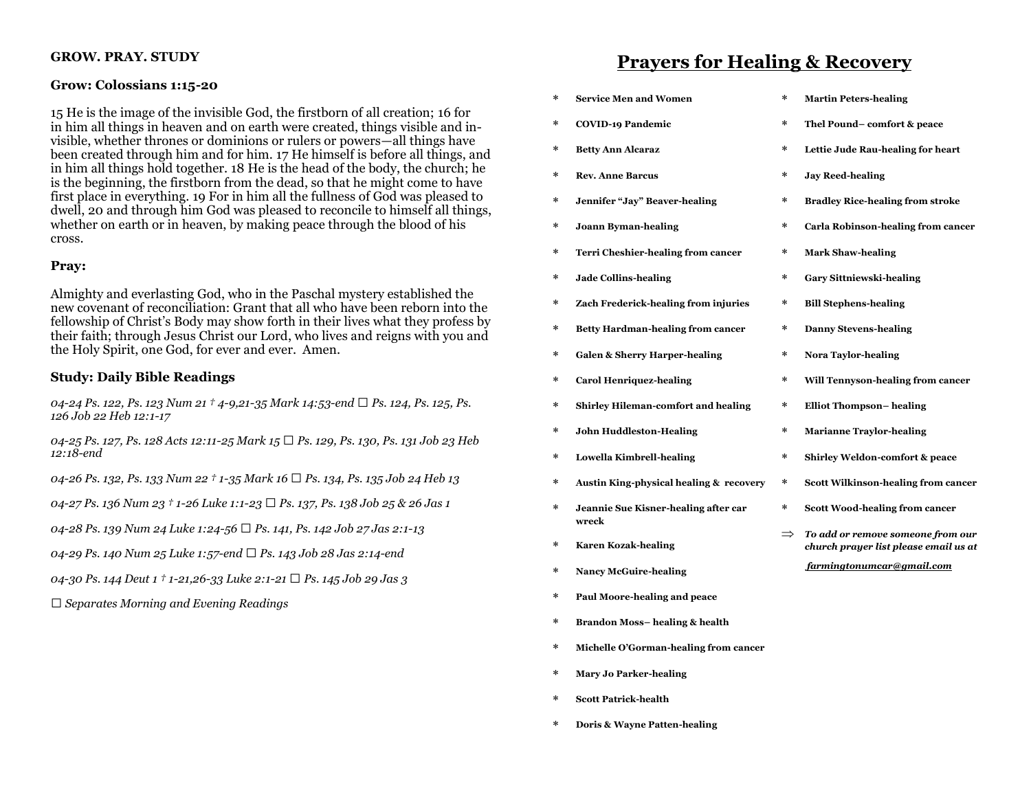**GROW. PRAY. STUDY**

**Grow: Colossians 1:15-20**

15 He is the image of the invisible God, the firstborn of all creation; 16 for in him all things in heaven and on earth were created, things visible and invisible, whether thrones or dominions or rulers or powers—all things have been created through him and for him. 17 He himself is before all things, and in him all things hold together. 18 He is the head of the body, the church; he is the beginning, the firstborn from the dead, so that he might come to have first place in everything. 19 For in him all the fullness of God was pleased to dwell, 20 and through him God was pleased to reconcile to himself all things, whether on earth or in heaven, by making peace through the blood of his cross.

**Pray:**

Almighty and everlasting God, who in the Paschal mystery established the new covenant of reconciliation: Grant that all who have been reborn into the fellowship of Christ's Body may show forth in their lives what they profess by their faith; through Jesus Christ our Lord, who lives and reigns with you and the Holy Spirit, one God, for ever and ever. Amen.

**Study: Daily Bible Readings**

*04-24 Ps. 122, Ps. 123 Num 21 † 4-9,21-35 Mark 14:53-end ☐ Ps. 124, Ps. 125, Ps. 126 Job 22 Heb 12:1-17*

*04-25 Ps. 127, Ps. 128 Acts 12:11-25 Mark 15 ☐ Ps. 129, Ps. 130, Ps. 131 Job 23 Heb 12:18-end*

*04-26 Ps. 132, Ps. 133 Num 22 † 1-35 Mark 16 ☐ Ps. 134, Ps. 135 Job 24 Heb 13*

*04-27 Ps. 136 Num 23 † 1-26 Luke 1:1-23 ☐ Ps. 137, Ps. 138 Job 25 & 26 Jas 1*

*04-28 Ps. 139 Num 24 Luke 1:24-56 ☐ Ps. 141, Ps. 142 Job 27 Jas 2:1-13*

*04-29 Ps. 140 Num 25 Luke 1:57-end ☐ Ps. 143 Job 28 Jas 2:14-end*

*04-30 Ps. 144 Deut 1 † 1-21,26-33 Luke 2:1-21 ☐ Ps. 145 Job 29 Jas 3*

*☐ Separates Morning and Evening Readings*

# Prayers for Healing & Recovery

* **Service Men and Women**
* **COVID-19 Pandemic**
* **Betty Ann Alcaraz**
* **Rev. Anne Barcus**
* **Jennifer "Jay" Beaver-healing**
* **Joann Byman-healing**
* **Terri Cheshier-healing from cancer**
* **Jade Collins-healing**
* **Zach Frederick-healing from injuries**
* **Betty Hardman-healing from cancer**
* **Galen & Sherry Harper-healing**
* **Carol Henriquez-healing**
* **Shirley Hileman-comfort and healing**
* **John Huddleston-Healing**
* **Lowella Kimbrell-healing**
* **Austin King-physical healing & recovery**
* **Jeannie Sue Kisner-healing after car wreck**
* **Karen Kozak-healing**
* **Nancy McGuire-healing**
* **Paul Moore-healing and peace**
* **Brandon Moss– healing & health**
* **Michelle O'Gorman-healing from cancer**
* **Mary Jo Parker-healing**
* **Scott Patrick-health**
* **Doris & Wayne Patten-healing**
* **Martin Peters-healing**
* **Thel Pound– comfort & peace**
* **Lettie Jude Rau-healing for heart**
* **Jay Reed-healing**
* **Bradley Rice-healing from stroke**
* **Carla Robinson-healing from cancer**
* **Mark Shaw-healing**
* **Gary Sittniewski-healing**
* **Bill Stephens-healing**
* **Danny Stevens-healing**
* **Nora Taylor-healing**
* **Will Tennyson-healing from cancer**
* **Elliot Thompson– healing**
* **Marianne Traylor-healing**
* **Shirley Weldon-comfort & peace**
* **Scott Wilkinson-healing from cancer**
* **Scott Wood-healing from cancer**

⇒ ***To add or remove someone from our church prayer list please email us at farmingtonumcar@gmail.com***